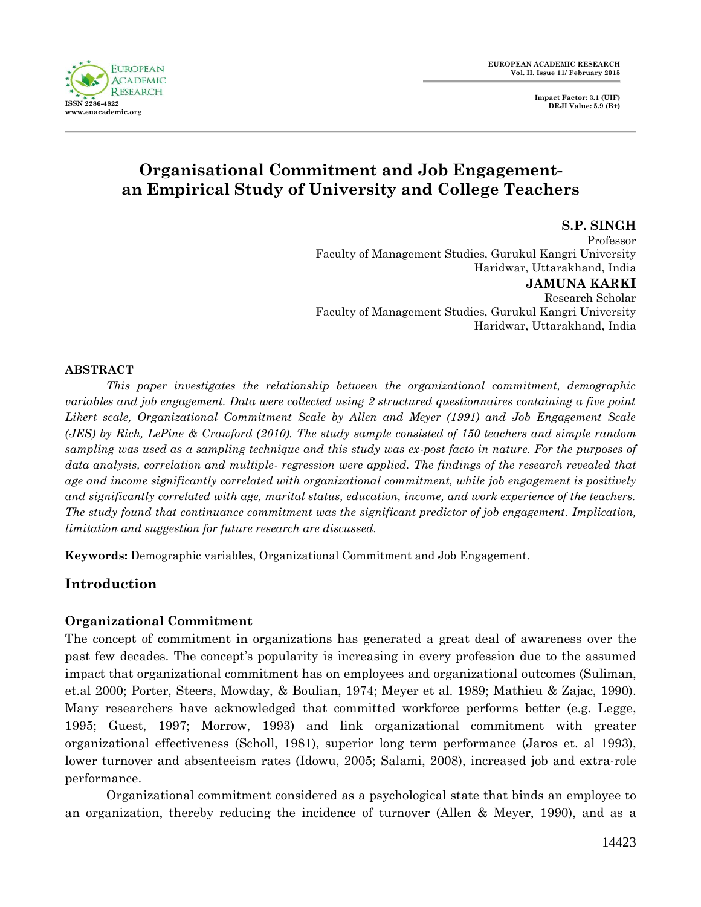# Organisational Commitment and Job Engagement-an Empirical Study of University and College Teachers

**S.P. SINGH**
Professor
Faculty of Management Studies, Gurukul Kangri University
Haridwar, Uttarakhand, India

**JAMUNA KARKI**
Research Scholar
Faculty of Management Studies, Gurukul Kangri University
Haridwar, Uttarakhand, India

**ABSTRACT**

*This paper investigates the relationship between the organizational commitment, demographic variables and job engagement. Data were collected using 2 structured questionnaires containing a five point Likert scale, Organizational Commitment Scale by Allen and Meyer (1991) and Job Engagement Scale (JES) by Rich, LePine & Crawford (2010). The study sample consisted of 150 teachers and simple random sampling was used as a sampling technique and this study was ex-post facto in nature. For the purposes of data analysis, correlation and multiple- regression were applied. The findings of the research revealed that age and income significantly correlated with organizational commitment, while job engagement is positively and significantly correlated with age, marital status, education, income, and work experience of the teachers. The study found that continuance commitment was the significant predictor of job engagement. Implication, limitation and suggestion for future research are discussed.*

**Keywords:** Demographic variables, Organizational Commitment and Job Engagement.

## Introduction

### Organizational Commitment

The concept of commitment in organizations has generated a great deal of awareness over the past few decades. The concept's popularity is increasing in every profession due to the assumed impact that organizational commitment has on employees and organizational outcomes (Suliman, et.al 2000; Porter, Steers, Mowday, & Boulian, 1974; Meyer et al. 1989; Mathieu & Zajac, 1990). Many researchers have acknowledged that committed workforce performs better (e.g. Legge, 1995; Guest, 1997; Morrow, 1993) and link organizational commitment with greater organizational effectiveness (Scholl, 1981), superior long term performance (Jaros et. al 1993), lower turnover and absenteeism rates (Idowu, 2005; Salami, 2008), increased job and extra-role performance.

Organizational commitment considered as a psychological state that binds an employee to an organization, thereby reducing the incidence of turnover (Allen & Meyer, 1990), and as a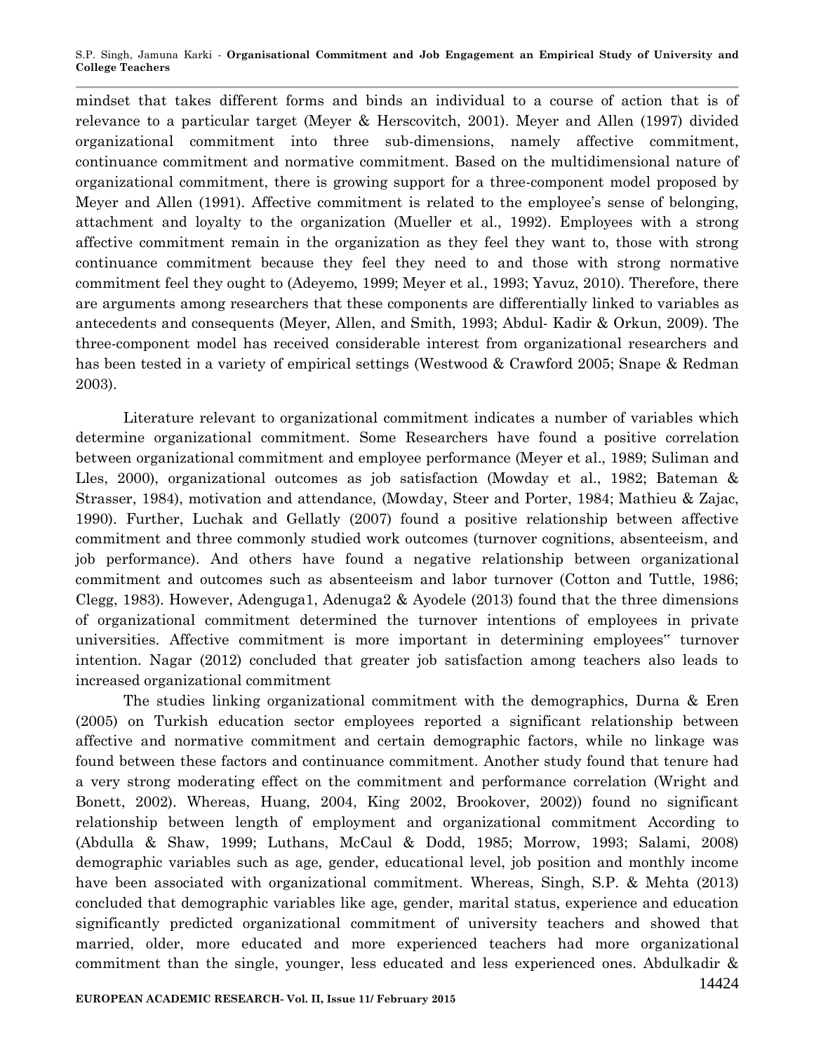mindset that takes different forms and binds an individual to a course of action that is of relevance to a particular target (Meyer & Herscovitch, 2001). Meyer and Allen (1997) divided organizational commitment into three sub-dimensions, namely affective commitment, continuance commitment and normative commitment. Based on the multidimensional nature of organizational commitment, there is growing support for a three-component model proposed by Meyer and Allen (1991). Affective commitment is related to the employee's sense of belonging, attachment and loyalty to the organization (Mueller et al., 1992). Employees with a strong affective commitment remain in the organization as they feel they want to, those with strong continuance commitment because they feel they need to and those with strong normative commitment feel they ought to (Adeyemo, 1999; Meyer et al., 1993; Yavuz, 2010). Therefore, there are arguments among researchers that these components are differentially linked to variables as antecedents and consequents (Meyer, Allen, and Smith, 1993; Abdul- Kadir & Orkun, 2009). The three-component model has received considerable interest from organizational researchers and has been tested in a variety of empirical settings (Westwood & Crawford 2005; Snape & Redman 2003).

Literature relevant to organizational commitment indicates a number of variables which determine organizational commitment. Some Researchers have found a positive correlation between organizational commitment and employee performance (Meyer et al., 1989; Suliman and Lles, 2000), organizational outcomes as job satisfaction (Mowday et al., 1982; Bateman & Strasser, 1984), motivation and attendance, (Mowday, Steer and Porter, 1984; Mathieu & Zajac, 1990). Further, Luchak and Gellatly (2007) found a positive relationship between affective commitment and three commonly studied work outcomes (turnover cognitions, absenteeism, and job performance). And others have found a negative relationship between organizational commitment and outcomes such as absenteeism and labor turnover (Cotton and Tuttle, 1986; Clegg, 1983). However, Adenguga1, Adenuga2 & Ayodele (2013) found that the three dimensions of organizational commitment determined the turnover intentions of employees in private universities. Affective commitment is more important in determining employees" turnover intention. Nagar (2012) concluded that greater job satisfaction among teachers also leads to increased organizational commitment

The studies linking organizational commitment with the demographics, Durna & Eren (2005) on Turkish education sector employees reported a significant relationship between affective and normative commitment and certain demographic factors, while no linkage was found between these factors and continuance commitment. Another study found that tenure had a very strong moderating effect on the commitment and performance correlation (Wright and Bonett, 2002). Whereas, Huang, 2004, King 2002, Brookover, 2002)) found no significant relationship between length of employment and organizational commitment According to (Abdulla & Shaw, 1999; Luthans, McCaul & Dodd, 1985; Morrow, 1993; Salami, 2008) demographic variables such as age, gender, educational level, job position and monthly income have been associated with organizational commitment. Whereas, Singh, S.P. & Mehta (2013) concluded that demographic variables like age, gender, marital status, experience and education significantly predicted organizational commitment of university teachers and showed that married, older, more educated and more experienced teachers had more organizational commitment than the single, younger, less educated and less experienced ones. Abdulkadir &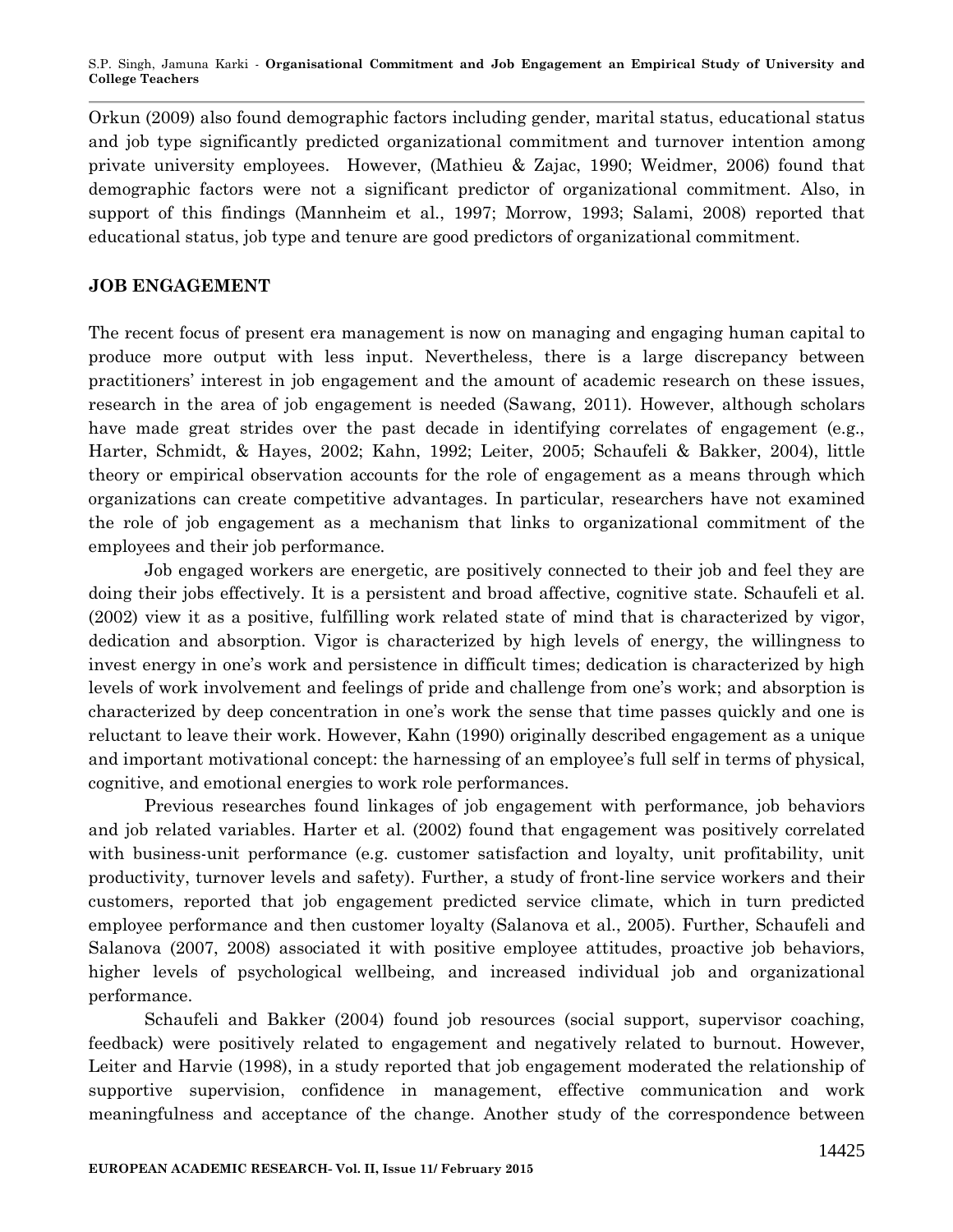Orkun (2009) also found demographic factors including gender, marital status, educational status and job type significantly predicted organizational commitment and turnover intention among private university employees. However, (Mathieu & Zajac, 1990; Weidmer, 2006) found that demographic factors were not a significant predictor of organizational commitment. Also, in support of this findings (Mannheim et al., 1997; Morrow, 1993; Salami, 2008) reported that educational status, job type and tenure are good predictors of organizational commitment.

## JOB ENGAGEMENT

The recent focus of present era management is now on managing and engaging human capital to produce more output with less input. Nevertheless, there is a large discrepancy between practitioners' interest in job engagement and the amount of academic research on these issues, research in the area of job engagement is needed (Sawang, 2011). However, although scholars have made great strides over the past decade in identifying correlates of engagement (e.g., Harter, Schmidt, & Hayes, 2002; Kahn, 1992; Leiter, 2005; Schaufeli & Bakker, 2004), little theory or empirical observation accounts for the role of engagement as a means through which organizations can create competitive advantages. In particular, researchers have not examined the role of job engagement as a mechanism that links to organizational commitment of the employees and their job performance.

Job engaged workers are energetic, are positively connected to their job and feel they are doing their jobs effectively. It is a persistent and broad affective, cognitive state. Schaufeli et al. (2002) view it as a positive, fulfilling work related state of mind that is characterized by vigor, dedication and absorption. Vigor is characterized by high levels of energy, the willingness to invest energy in one's work and persistence in difficult times; dedication is characterized by high levels of work involvement and feelings of pride and challenge from one's work; and absorption is characterized by deep concentration in one's work the sense that time passes quickly and one is reluctant to leave their work. However, Kahn (1990) originally described engagement as a unique and important motivational concept: the harnessing of an employee's full self in terms of physical, cognitive, and emotional energies to work role performances.

Previous researches found linkages of job engagement with performance, job behaviors and job related variables. Harter et al. (2002) found that engagement was positively correlated with business-unit performance (e.g. customer satisfaction and loyalty, unit profitability, unit productivity, turnover levels and safety). Further, a study of front-line service workers and their customers, reported that job engagement predicted service climate, which in turn predicted employee performance and then customer loyalty (Salanova et al., 2005). Further, Schaufeli and Salanova (2007, 2008) associated it with positive employee attitudes, proactive job behaviors, higher levels of psychological wellbeing, and increased individual job and organizational performance.

Schaufeli and Bakker (2004) found job resources (social support, supervisor coaching, feedback) were positively related to engagement and negatively related to burnout. However, Leiter and Harvie (1998), in a study reported that job engagement moderated the relationship of supportive supervision, confidence in management, effective communication and work meaningfulness and acceptance of the change. Another study of the correspondence between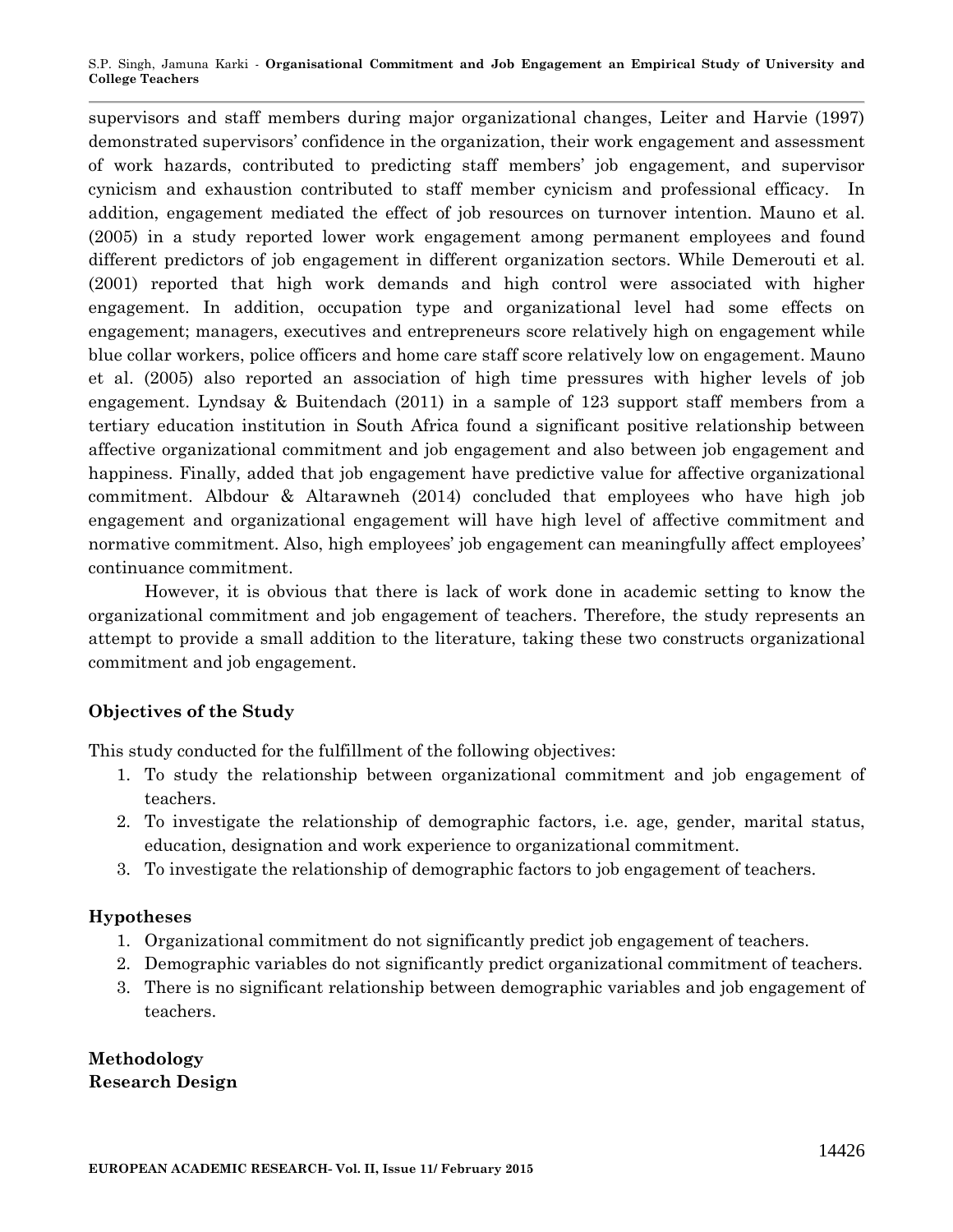supervisors and staff members during major organizational changes, Leiter and Harvie (1997) demonstrated supervisors' confidence in the organization, their work engagement and assessment of work hazards, contributed to predicting staff members' job engagement, and supervisor cynicism and exhaustion contributed to staff member cynicism and professional efficacy. In addition, engagement mediated the effect of job resources on turnover intention. Mauno et al. (2005) in a study reported lower work engagement among permanent employees and found different predictors of job engagement in different organization sectors. While Demerouti et al. (2001) reported that high work demands and high control were associated with higher engagement. In addition, occupation type and organizational level had some effects on engagement; managers, executives and entrepreneurs score relatively high on engagement while blue collar workers, police officers and home care staff score relatively low on engagement. Mauno et al. (2005) also reported an association of high time pressures with higher levels of job engagement. Lyndsay & Buitendach (2011) in a sample of 123 support staff members from a tertiary education institution in South Africa found a significant positive relationship between affective organizational commitment and job engagement and also between job engagement and happiness. Finally, added that job engagement have predictive value for affective organizational commitment. Albdour & Altarawneh (2014) concluded that employees who have high job engagement and organizational engagement will have high level of affective commitment and normative commitment. Also, high employees' job engagement can meaningfully affect employees' continuance commitment.

However, it is obvious that there is lack of work done in academic setting to know the organizational commitment and job engagement of teachers. Therefore, the study represents an attempt to provide a small addition to the literature, taking these two constructs organizational commitment and job engagement.

### Objectives of the Study

This study conducted for the fulfillment of the following objectives:

1. To study the relationship between organizational commitment and job engagement of teachers.
2. To investigate the relationship of demographic factors, i.e. age, gender, marital status, education, designation and work experience to organizational commitment.
3. To investigate the relationship of demographic factors to job engagement of teachers.

### Hypotheses

1. Organizational commitment do not significantly predict job engagement of teachers.
2. Demographic variables do not significantly predict organizational commitment of teachers.
3. There is no significant relationship between demographic variables and job engagement of teachers.

## Methodology

### Research Design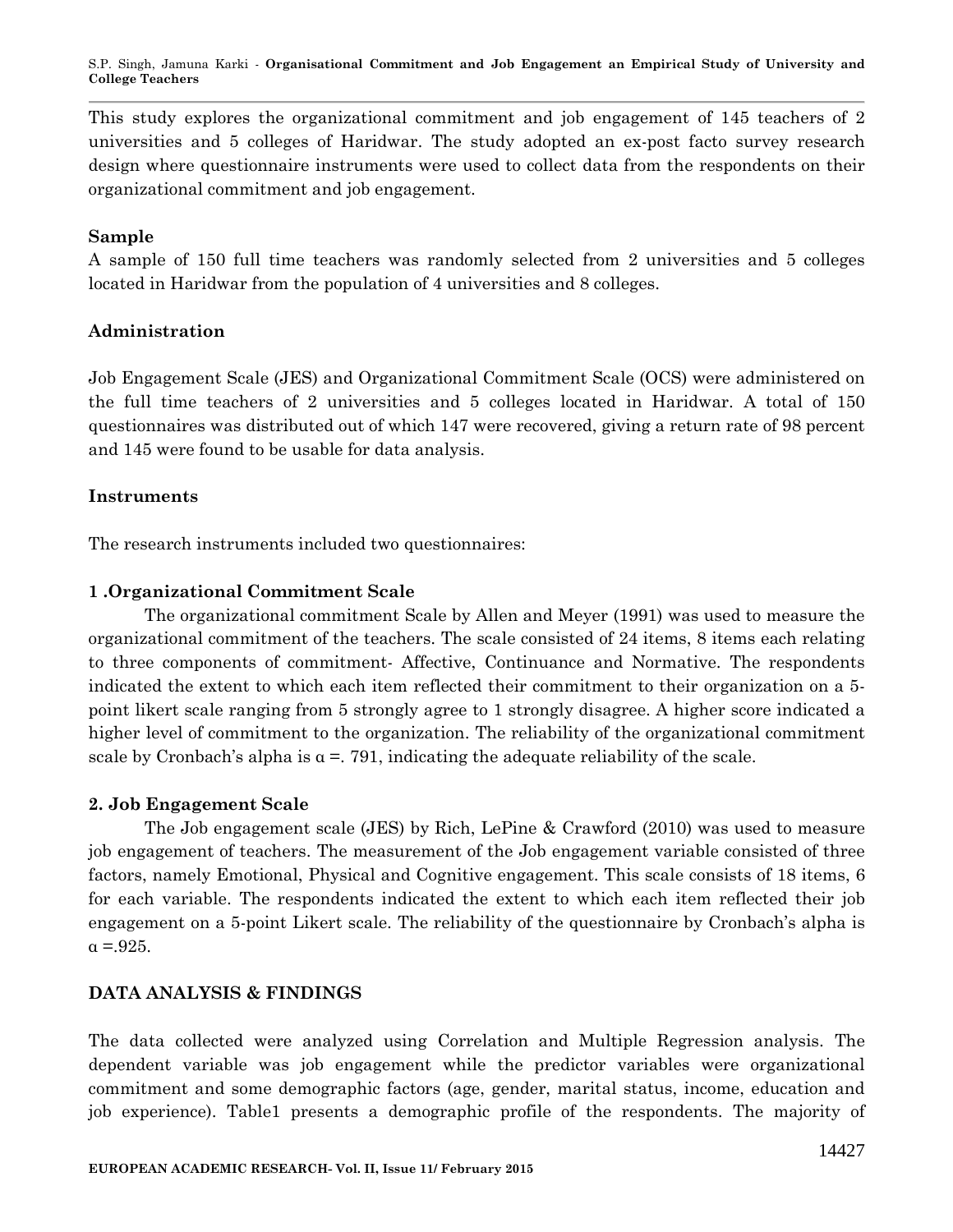This study explores the organizational commitment and job engagement of 145 teachers of 2 universities and 5 colleges of Haridwar. The study adopted an ex-post facto survey research design where questionnaire instruments were used to collect data from the respondents on their organizational commitment and job engagement.

### Sample

A sample of 150 full time teachers was randomly selected from 2 universities and 5 colleges located in Haridwar from the population of 4 universities and 8 colleges.

### Administration

Job Engagement Scale (JES) and Organizational Commitment Scale (OCS) were administered on the full time teachers of 2 universities and 5 colleges located in Haridwar. A total of 150 questionnaires was distributed out of which 147 were recovered, giving a return rate of 98 percent and 145 were found to be usable for data analysis.

### Instruments

The research instruments included two questionnaires:

#### 1 .Organizational Commitment Scale

The organizational commitment Scale by Allen and Meyer (1991) was used to measure the organizational commitment of the teachers. The scale consisted of 24 items, 8 items each relating to three components of commitment- Affective, Continuance and Normative. The respondents indicated the extent to which each item reflected their commitment to their organization on a 5-point likert scale ranging from 5 strongly agree to 1 strongly disagree. A higher score indicated a higher level of commitment to the organization. The reliability of the organizational commitment scale by Cronbach's alpha is $\alpha$ =. 791, indicating the adequate reliability of the scale.

#### 2. Job Engagement Scale

The Job engagement scale (JES) by Rich, LePine & Crawford (2010) was used to measure job engagement of teachers. The measurement of the Job engagement variable consisted of three factors, namely Emotional, Physical and Cognitive engagement. This scale consists of 18 items, 6 for each variable. The respondents indicated the extent to which each item reflected their job engagement on a 5-point Likert scale. The reliability of the questionnaire by Cronbach's alpha is $\alpha$ =.925.

## DATA ANALYSIS & FINDINGS

The data collected were analyzed using Correlation and Multiple Regression analysis. The dependent variable was job engagement while the predictor variables were organizational commitment and some demographic factors (age, gender, marital status, income, education and job experience). Table1 presents a demographic profile of the respondents. The majority of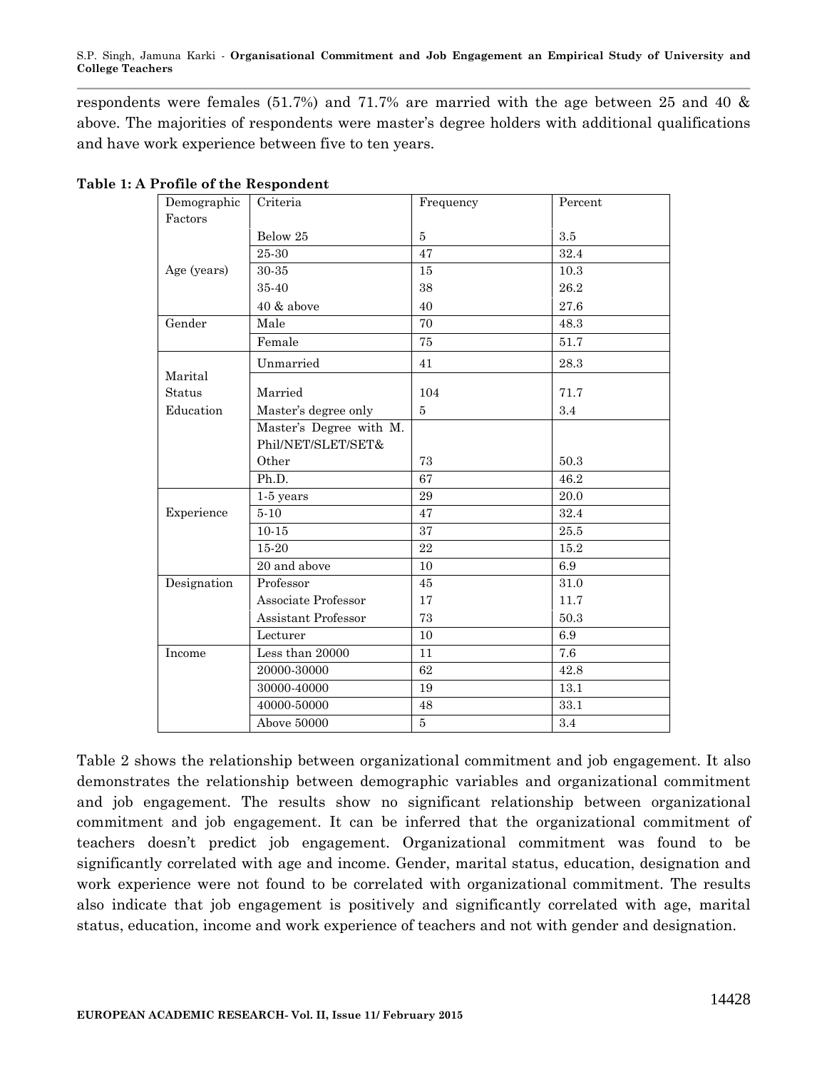respondents were females (51.7%) and 71.7% are married with the age between 25 and 40 & above. The majorities of respondents were master's degree holders with additional qualifications and have work experience between five to ten years.

**Table 1: A Profile of the Respondent**

| Demographic Factors | Criteria | Frequency | Percent |
|---|---|---|---|
| Age (years) | Below 25 | 5 | 3.5 |
| | 25-30 | 47 | 32.4 |
| | 30-35 | 15 | 10.3 |
| | 35-40 | 38 | 26.2 |
| | 40 & above | 40 | 27.6 |
| Gender | Male | 70 | 48.3 |
| | Female | 75 | 51.7 |
| Marital Status | Unmarried | 41 | 28.3 |
| | Married | 104 | 71.7 |
| Education | Master's degree only | 5 | 3.4 |
| | Master's Degree with M. Phil/NET/SLET/SET& Other | 73 | 50.3 |
| | Ph.D. | 67 | 46.2 |
| Experience | 1-5 years | 29 | 20.0 |
| | 5-10 | 47 | 32.4 |
| | 10-15 | 37 | 25.5 |
| | 15-20 | 22 | 15.2 |
| | 20 and above | 10 | 6.9 |
| Designation | Professor | 45 | 31.0 |
| | Associate Professor | 17 | 11.7 |
| | Assistant Professor | 73 | 50.3 |
| | Lecturer | 10 | 6.9 |
| Income | Less than 20000 | 11 | 7.6 |
| | 20000-30000 | 62 | 42.8 |
| | 30000-40000 | 19 | 13.1 |
| | 40000-50000 | 48 | 33.1 |
| | Above 50000 | 5 | 3.4 |

Table 2 shows the relationship between organizational commitment and job engagement. It also demonstrates the relationship between demographic variables and organizational commitment and job engagement. The results show no significant relationship between organizational commitment and job engagement. It can be inferred that the organizational commitment of teachers doesn't predict job engagement. Organizational commitment was found to be significantly correlated with age and income. Gender, marital status, education, designation and work experience were not found to be correlated with organizational commitment. The results also indicate that job engagement is positively and significantly correlated with age, marital status, education, income and work experience of teachers and not with gender and designation.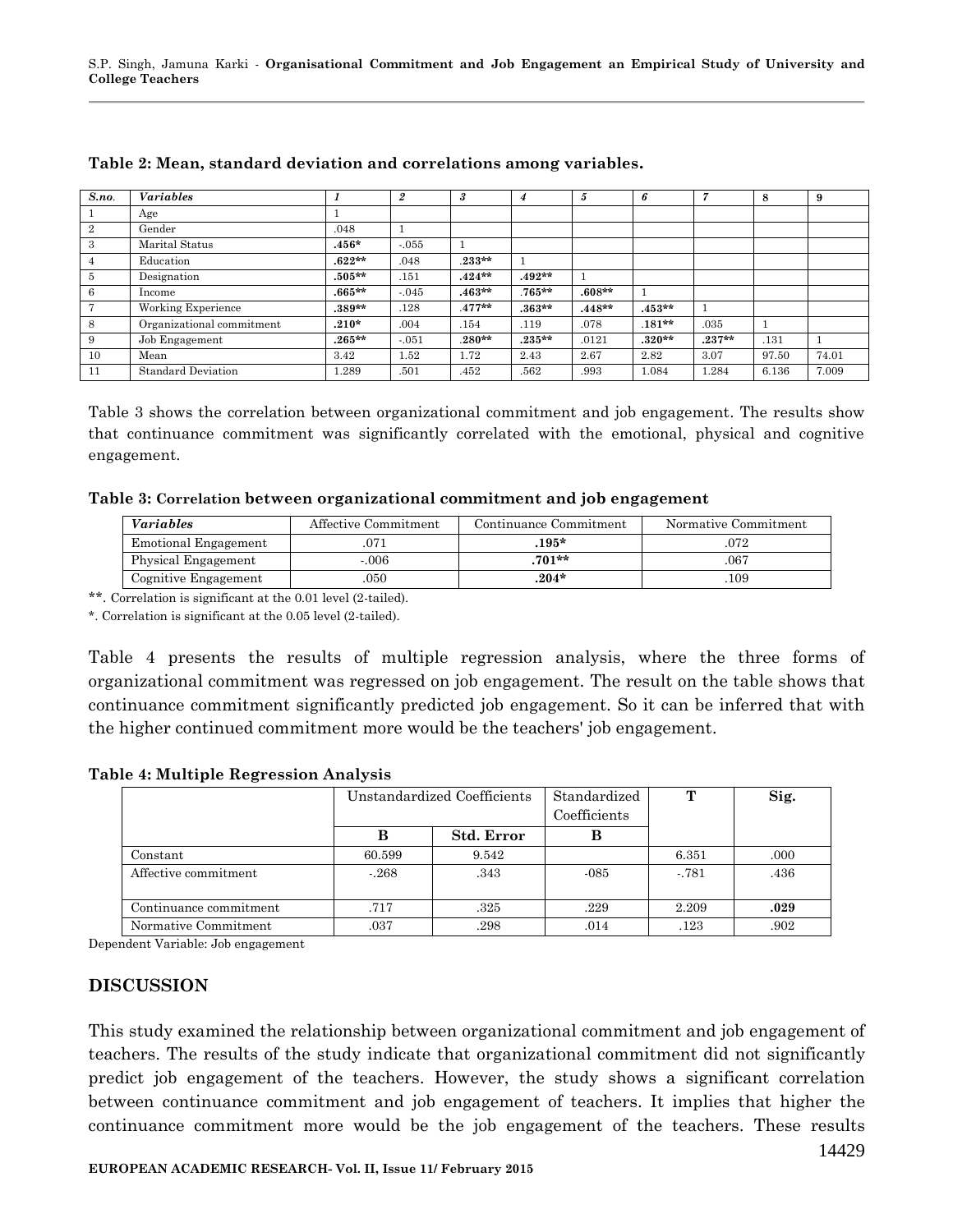**Table 2: Mean, standard deviation and correlations among variables.**

| *S.no.* | *Variables* | *1* | *2* | *3* | *4* | *5* | *6* | *7* | 8 | 9 |
|---|---|---|---|---|---|---|---|---|---|---|
| 1 | Age | 1 | | | | | | | | |
| 2 | Gender | .048 | 1 | | | | | | | |
| 3 | Marital Status | **.456*** | -.055 | 1 | | | | | | |
| 4 | Education | **.622**** | .048 | **.233**** | 1 | | | | | |
| 5 | Designation | **.505**** | .151 | **.424**** | **.492**** | 1 | | | | |
| 6 | Income | **.665**** | -.045 | **.463**** | **.765**** | **.608**** | 1 | | | |
| 7 | Working Experience | **.389**** | .128 | **.477**** | **.363**** | **.448**** | **.453**** | 1 | | |
| 8 | Organizational commitment | **.210*** | .004 | .154 | .119 | .078 | **.181**** | .035 | 1 | |
| 9 | Job Engagement | **.265**** | -.051 | **.280**** | **.235**** | .0121 | **.320**** | **.237**** | .131 | 1 |
| 10 | Mean | 3.42 | 1.52 | 1.72 | 2.43 | 2.67 | 2.82 | 3.07 | 97.50 | 74.01 |
| 11 | Standard Deviation | 1.289 | .501 | .452 | .562 | .993 | 1.084 | 1.284 | 6.136 | 7.009 |

Table 3 shows the correlation between organizational commitment and job engagement. The results show that continuance commitment was significantly correlated with the emotional, physical and cognitive engagement.

**Table 3: Correlation between organizational commitment and job engagement**

| *Variables* | Affective Commitment | Continuance Commitment | Normative Commitment |
|---|---|---|---|
| Emotional Engagement | .071 | **.195*** | .072 |
| Physical Engagement | -.006 | **.701**** | .067 |
| Cognitive Engagement | .050 | **.204*** | .109 |

**. Correlation is significant at the 0.01 level (2-tailed).

*. Correlation is significant at the 0.05 level (2-tailed).

Table 4 presents the results of multiple regression analysis, where the three forms of organizational commitment was regressed on job engagement. The result on the table shows that continuance commitment significantly predicted job engagement. So it can be inferred that with the higher continued commitment more would be the teachers' job engagement.

**Table 4: Multiple Regression Analysis**

| | Unstandardized Coefficients | | Standardized Coefficients | **T** | **Sig.** |
|---|---|---|---|---|---|
| | **B** | **Std. Error** | **B** | | |
| Constant | 60.599 | 9.542 | | 6.351 | .000 |
| Affective commitment | -.268 | .343 | -085 | -.781 | .436 |
| Continuance commitment | .717 | .325 | .229 | 2.209 | **.029** |
| Normative Commitment | .037 | .298 | .014 | .123 | .902 |

Dependent Variable: Job engagement

## DISCUSSION

This study examined the relationship between organizational commitment and job engagement of teachers. The results of the study indicate that organizational commitment did not significantly predict job engagement of the teachers. However, the study shows a significant correlation between continuance commitment and job engagement of teachers. It implies that higher the continuance commitment more would be the job engagement of the teachers. These results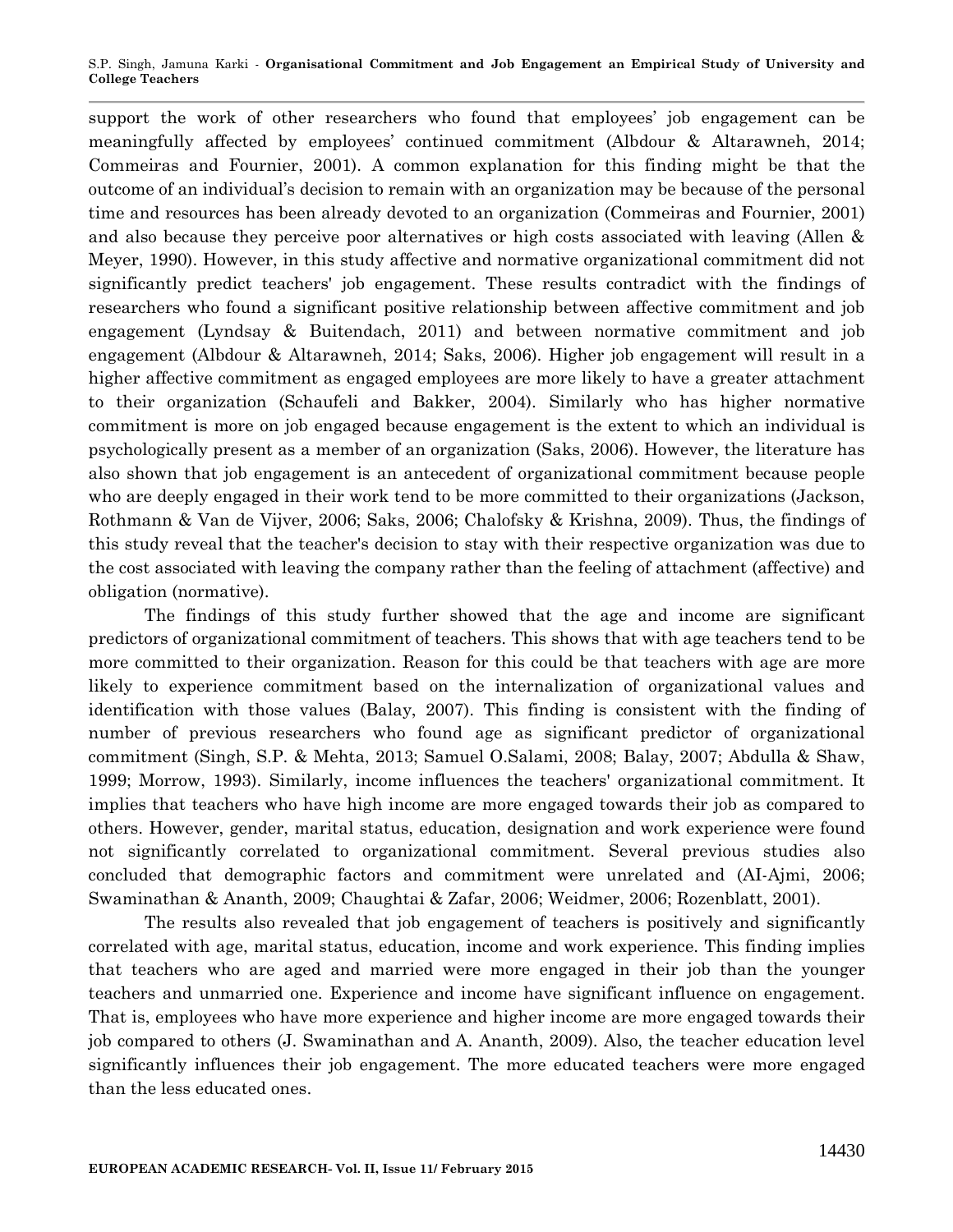support the work of other researchers who found that employees' job engagement can be meaningfully affected by employees' continued commitment (Albdour & Altarawneh, 2014; Commeiras and Fournier, 2001). A common explanation for this finding might be that the outcome of an individual's decision to remain with an organization may be because of the personal time and resources has been already devoted to an organization (Commeiras and Fournier, 2001) and also because they perceive poor alternatives or high costs associated with leaving (Allen & Meyer, 1990). However, in this study affective and normative organizational commitment did not significantly predict teachers' job engagement. These results contradict with the findings of researchers who found a significant positive relationship between affective commitment and job engagement (Lyndsay & Buitendach, 2011) and between normative commitment and job engagement (Albdour & Altarawneh, 2014; Saks, 2006). Higher job engagement will result in a higher affective commitment as engaged employees are more likely to have a greater attachment to their organization (Schaufeli and Bakker, 2004). Similarly who has higher normative commitment is more on job engaged because engagement is the extent to which an individual is psychologically present as a member of an organization (Saks, 2006). However, the literature has also shown that job engagement is an antecedent of organizational commitment because people who are deeply engaged in their work tend to be more committed to their organizations (Jackson, Rothmann & Van de Vijver, 2006; Saks, 2006; Chalofsky & Krishna, 2009). Thus, the findings of this study reveal that the teacher's decision to stay with their respective organization was due to the cost associated with leaving the company rather than the feeling of attachment (affective) and obligation (normative).

The findings of this study further showed that the age and income are significant predictors of organizational commitment of teachers. This shows that with age teachers tend to be more committed to their organization. Reason for this could be that teachers with age are more likely to experience commitment based on the internalization of organizational values and identification with those values (Balay, 2007). This finding is consistent with the finding of number of previous researchers who found age as significant predictor of organizational commitment (Singh, S.P. & Mehta, 2013; Samuel O.Salami, 2008; Balay, 2007; Abdulla & Shaw, 1999; Morrow, 1993). Similarly, income influences the teachers' organizational commitment. It implies that teachers who have high income are more engaged towards their job as compared to others. However, gender, marital status, education, designation and work experience were found not significantly correlated to organizational commitment. Several previous studies also concluded that demographic factors and commitment were unrelated and (AI-Ajmi, 2006; Swaminathan & Ananth, 2009; Chaughtai & Zafar, 2006; Weidmer, 2006; Rozenblatt, 2001).

The results also revealed that job engagement of teachers is positively and significantly correlated with age, marital status, education, income and work experience. This finding implies that teachers who are aged and married were more engaged in their job than the younger teachers and unmarried one. Experience and income have significant influence on engagement. That is, employees who have more experience and higher income are more engaged towards their job compared to others (J. Swaminathan and A. Ananth, 2009). Also, the teacher education level significantly influences their job engagement. The more educated teachers were more engaged than the less educated ones.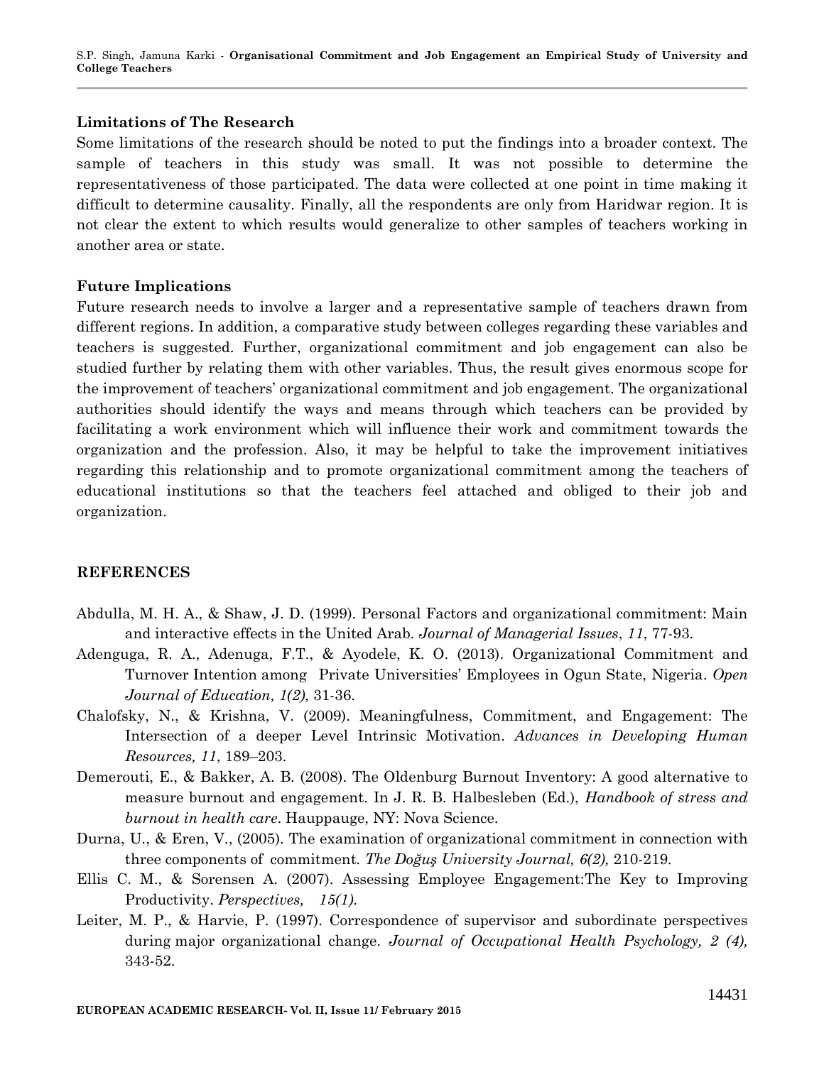## Limitations of The Research

Some limitations of the research should be noted to put the findings into a broader context. The sample of teachers in this study was small. It was not possible to determine the representativeness of those participated. The data were collected at one point in time making it difficult to determine causality. Finally, all the respondents are only from Haridwar region. It is not clear the extent to which results would generalize to other samples of teachers working in another area or state.

## Future Implications

Future research needs to involve a larger and a representative sample of teachers drawn from different regions. In addition, a comparative study between colleges regarding these variables and teachers is suggested. Further, organizational commitment and job engagement can also be studied further by relating them with other variables. Thus, the result gives enormous scope for the improvement of teachers' organizational commitment and job engagement. The organizational authorities should identify the ways and means through which teachers can be provided by facilitating a work environment which will influence their work and commitment towards the organization and the profession. Also, it may be helpful to take the improvement initiatives regarding this relationship and to promote organizational commitment among the teachers of educational institutions so that the teachers feel attached and obliged to their job and organization.

## REFERENCES

Abdulla, M. H. A., & Shaw, J. D. (1999). Personal Factors and organizational commitment: Main and interactive effects in the United Arab. *Journal of Managerial Issues*, *11*, 77-93.

Adenguga, R. A., Adenuga, F.T., & Ayodele, K. O. (2013). Organizational Commitment and Turnover Intention among Private Universities' Employees in Ogun State, Nigeria. *Open Journal of Education, 1(2),* 31-36.

Chalofsky, N., & Krishna, V. (2009). Meaningfulness, Commitment, and Engagement: The Intersection of a deeper Level Intrinsic Motivation. *Advances in Developing Human Resources, 11*, 189–203.

Demerouti, E., & Bakker, A. B. (2008). The Oldenburg Burnout Inventory: A good alternative to measure burnout and engagement. In J. R. B. Halbesleben (Ed.), *Handbook of stress and burnout in health care*. Hauppauge, NY: Nova Science.

Durna, U., & Eren, V., (2005). The examination of organizational commitment in connection with three components of commitment. *The Doğuş University Journal, 6(2),* 210-219.

Ellis C. M., & Sorensen A. (2007). Assessing Employee Engagement:The Key to Improving Productivity. *Perspectives, 15(1).*

Leiter, M. P., & Harvie, P. (1997). Correspondence of supervisor and subordinate perspectives during major organizational change. *Journal of Occupational Health Psychology, 2 (4),* 343-52.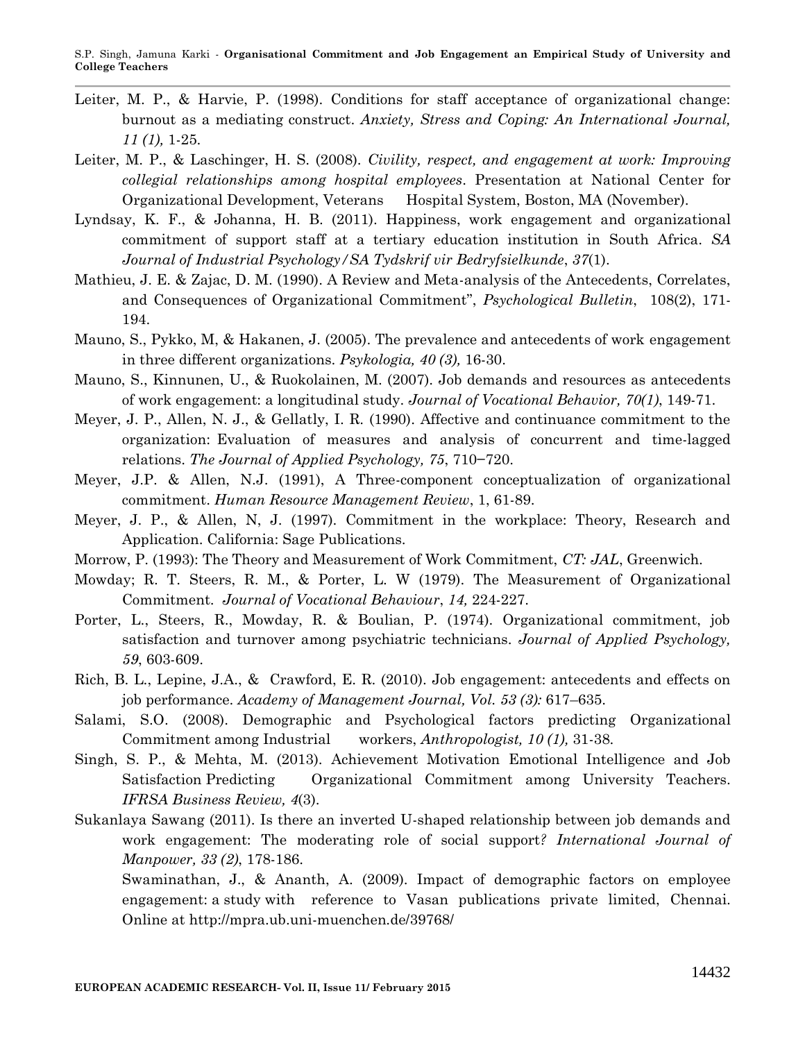Leiter, M. P., & Harvie, P. (1998). Conditions for staff acceptance of organizational change: burnout as a mediating construct. *Anxiety, Stress and Coping: An International Journal, 11 (1),* 1-25.

Leiter, M. P., & Laschinger, H. S. (2008). *Civility, respect, and engagement at work: Improving collegial relationships among hospital employees*. Presentation at National Center for Organizational Development, Veterans Hospital System, Boston, MA (November).

Lyndsay, K. F., & Johanna, H. B. (2011). Happiness, work engagement and organizational commitment of support staff at a tertiary education institution in South Africa. *SA Journal of Industrial Psychology/SA Tydskrif vir Bedryfsielkunde*, *37*(1).

Mathieu, J. E. & Zajac, D. M. (1990). A Review and Meta-analysis of the Antecedents, Correlates, and Consequences of Organizational Commitment", *Psychological Bulletin*, 108(2), 171-194.

Mauno, S., Pykko, M, & Hakanen, J. (2005). The prevalence and antecedents of work engagement in three different organizations. *Psykologia, 40 (3),* 16-30.

Mauno, S., Kinnunen, U., & Ruokolainen, M. (2007). Job demands and resources as antecedents of work engagement: a longitudinal study. *Journal of Vocational Behavior, 70(1)*, 149-71.

Meyer, J. P., Allen, N. J., & Gellatly, I. R. (1990). Affective and continuance commitment to the organization: Evaluation of measures and analysis of concurrent and time-lagged relations. *The Journal of Applied Psychology, 75*, 710−720.

Meyer, J.P. & Allen, N.J. (1991), A Three-component conceptualization of organizational commitment. *Human Resource Management Review*, 1, 61-89.

Meyer, J. P., & Allen, N, J. (1997). Commitment in the workplace: Theory, Research and Application. California: Sage Publications.

Morrow, P. (1993): The Theory and Measurement of Work Commitment, *CT: JAL*, Greenwich.

Mowday; R. T. Steers, R. M., & Porter, L. W (1979). The Measurement of Organizational Commitment. *Journal of Vocational Behaviour*, *14,* 224-227.

Porter, L., Steers, R., Mowday, R. & Boulian, P. (1974). Organizational commitment, job satisfaction and turnover among psychiatric technicians. *Journal of Applied Psychology, 59*, 603-609.

Rich, B. L., Lepine, J.A., & Crawford, E. R. (2010). Job engagement: antecedents and effects on job performance. *Academy of Management Journal, Vol. 53 (3):* 617–635.

Salami, S.O. (2008). Demographic and Psychological factors predicting Organizational Commitment among Industrial workers, *Anthropologist, 10 (1),* 31-38.

Singh, S. P., & Mehta, M. (2013). Achievement Motivation Emotional Intelligence and Job Satisfaction Predicting Organizational Commitment among University Teachers. *IFRSA Business Review, 4*(3).

Sukanlaya Sawang (2011). Is there an inverted U-shaped relationship between job demands and work engagement: The moderating role of social support*? International Journal of Manpower, 33 (2)*, 178-186.

Swaminathan, J., & Ananth, A. (2009). Impact of demographic factors on employee engagement: a study with reference to Vasan publications private limited, Chennai. Online at http://mpra.ub.uni-muenchen.de/39768/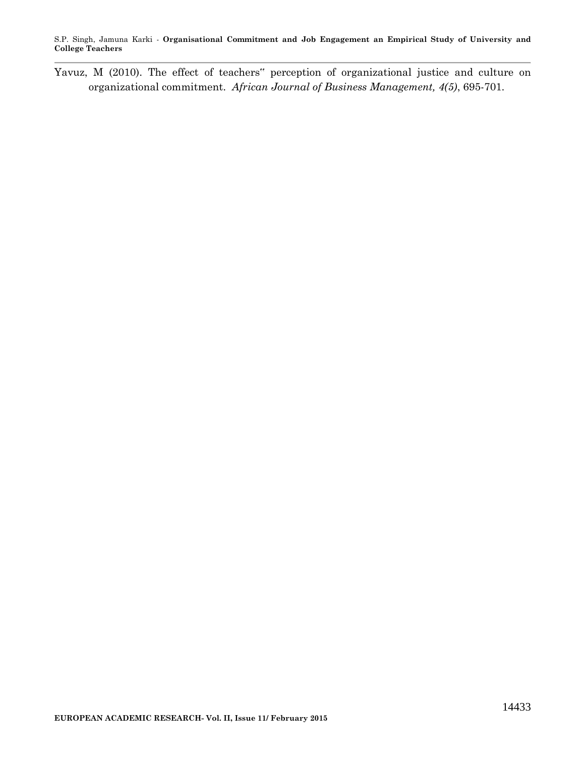Yavuz, M (2010). The effect of teachers" perception of organizational justice and culture on organizational commitment. *African Journal of Business Management, 4(5)*, 695-701.